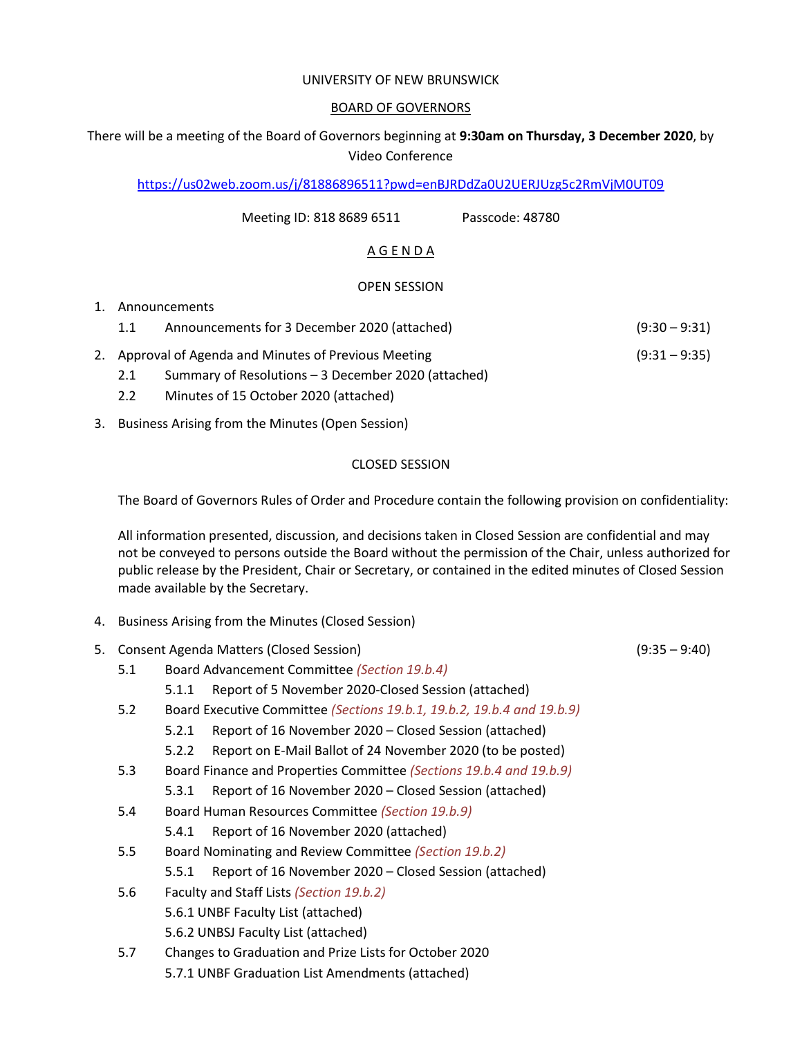UNIVERSITY OF NEW BRUNSWICK

BOARD OF GOVERNORS

There will be a meeting of the Board of Governors beginning at **9:30am on Thursday, 3 December 2020**, by Video Conference

https://us02web.zoom.us/j/81886896511?pwd=enBJRDdZa0U2UERJUzg5c2RmVjM0UT09

Meeting ID: 818 8689 6511 Passcode: 48780

A G E N D A

OPEN SESSION

1. Announcements
   - 1.1 Announcements for 3 December 2020 (attached) (9:30 – 9:31)
2. Approval of Agenda and Minutes of Previous Meeting (9:31 – 9:35)
   - 2.1 Summary of Resolutions – 3 December 2020 (attached)
   - 2.2 Minutes of 15 October 2020 (attached)
3. Business Arising from the Minutes (Open Session)

CLOSED SESSION

The Board of Governors Rules of Order and Procedure contain the following provision on confidentiality:

All information presented, discussion, and decisions taken in Closed Session are confidential and may not be conveyed to persons outside the Board without the permission of the Chair, unless authorized for public release by the President, Chair or Secretary, or contained in the edited minutes of Closed Session made available by the Secretary.

4. Business Arising from the Minutes (Closed Session)
5. Consent Agenda Matters (Closed Session) (9:35 – 9:40)
   - 5.1 Board Advancement Committee *(Section 19.b.4)*
     - 5.1.1 Report of 5 November 2020-Closed Session (attached)
   - 5.2 Board Executive Committee *(Sections 19.b.1, 19.b.2, 19.b.4 and 19.b.9)*
     - 5.2.1 Report of 16 November 2020 – Closed Session (attached)
     - 5.2.2 Report on E-Mail Ballot of 24 November 2020 (to be posted)
   - 5.3 Board Finance and Properties Committee *(Sections 19.b.4 and 19.b.9)*
     - 5.3.1 Report of 16 November 2020 – Closed Session (attached)
   - 5.4 Board Human Resources Committee *(Section 19.b.9)*
     - 5.4.1 Report of 16 November 2020 (attached)
   - 5.5 Board Nominating and Review Committee *(Section 19.b.2)*
     - 5.5.1 Report of 16 November 2020 – Closed Session (attached)
   - 5.6 Faculty and Staff Lists *(Section 19.b.2)*
     - 5.6.1 UNBF Faculty List (attached)
     - 5.6.2 UNBSJ Faculty List (attached)
   - 5.7 Changes to Graduation and Prize Lists for October 2020
     - 5.7.1 UNBF Graduation List Amendments (attached)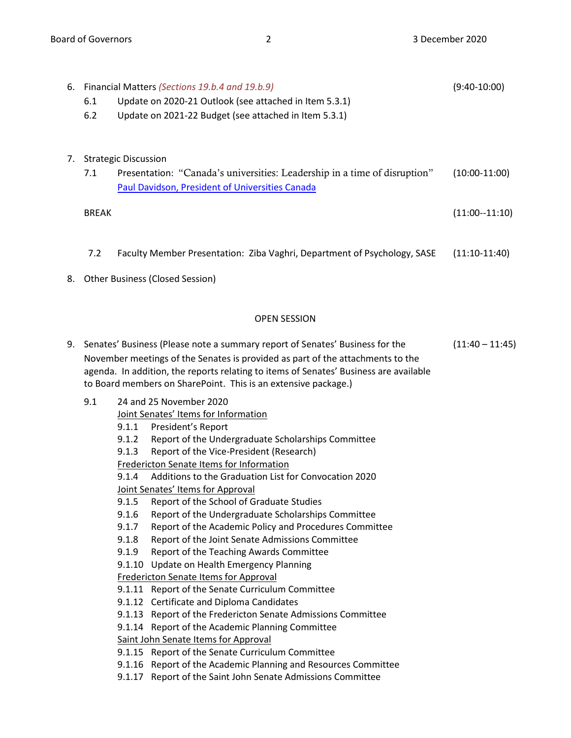6. Financial Matters *(Sections 19.b.4 and 19.b.9)* (9:40-10:00)
   - 6.1 Update on 2020-21 Outlook (see attached in Item 5.3.1)
   - 6.2 Update on 2021-22 Budget (see attached in Item 5.3.1)

7. Strategic Discussion
   - 7.1 Presentation: "Canada's universities: Leadership in a time of disruption" (10:00-11:00)
     Paul Davidson, President of Universities Canada

   BREAK (11:00--11:10)

   - 7.2 Faculty Member Presentation: Ziba Vaghri, Department of Psychology, SASE (11:10-11:40)

8. Other Business (Closed Session)

OPEN SESSION

9. Senates' Business (Please note a summary report of Senates' Business for the November meetings of the Senates is provided as part of the attachments to the agenda. In addition, the reports relating to items of Senates' Business are available to Board members on SharePoint. This is an extensive package.) (11:40 – 11:45)
   - 9.1 24 and 25 November 2020

     Joint Senates' Items for Information
     - 9.1.1 President's Report
     - 9.1.2 Report of the Undergraduate Scholarships Committee
     - 9.1.3 Report of the Vice-President (Research)

     Fredericton Senate Items for Information
     - 9.1.4 Additions to the Graduation List for Convocation 2020

     Joint Senates' Items for Approval
     - 9.1.5 Report of the School of Graduate Studies
     - 9.1.6 Report of the Undergraduate Scholarships Committee
     - 9.1.7 Report of the Academic Policy and Procedures Committee
     - 9.1.8 Report of the Joint Senate Admissions Committee
     - 9.1.9 Report of the Teaching Awards Committee
     - 9.1.10 Update on Health Emergency Planning

     Fredericton Senate Items for Approval
     - 9.1.11 Report of the Senate Curriculum Committee
     - 9.1.12 Certificate and Diploma Candidates
     - 9.1.13 Report of the Fredericton Senate Admissions Committee
     - 9.1.14 Report of the Academic Planning Committee

     Saint John Senate Items for Approval
     - 9.1.15 Report of the Senate Curriculum Committee
     - 9.1.16 Report of the Academic Planning and Resources Committee
     - 9.1.17 Report of the Saint John Senate Admissions Committee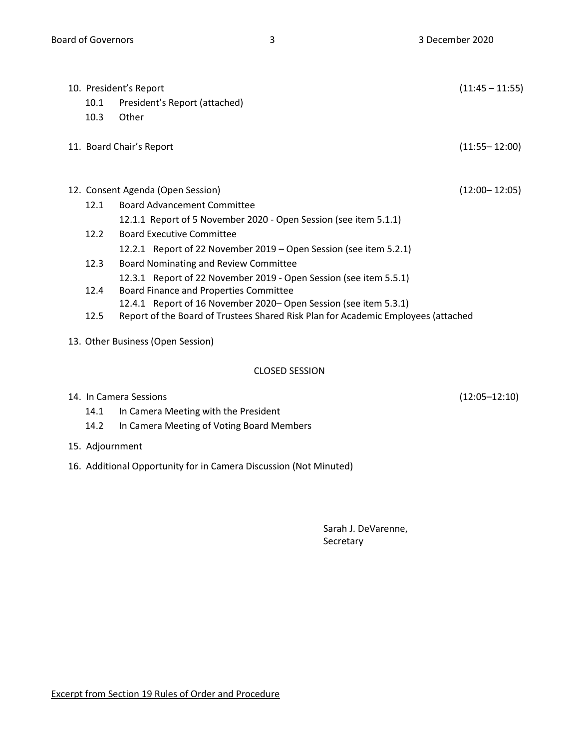10. President's Report (11:45 – 11:55)
    - 10.1 President's Report (attached)
    - 10.3 Other

11. Board Chair's Report (11:55– 12:00)

12. Consent Agenda (Open Session) (12:00– 12:05)
    - 12.1 Board Advancement Committee
      - 12.1.1 Report of 5 November 2020 - Open Session (see item 5.1.1)
    - 12.2 Board Executive Committee
      - 12.2.1 Report of 22 November 2019 – Open Session (see item 5.2.1)
    - 12.3 Board Nominating and Review Committee
      - 12.3.1 Report of 22 November 2019 - Open Session (see item 5.5.1)
    - 12.4 Board Finance and Properties Committee
      - 12.4.1 Report of 16 November 2020– Open Session (see item 5.3.1)
    - 12.5 Report of the Board of Trustees Shared Risk Plan for Academic Employees (attached

13. Other Business (Open Session)

CLOSED SESSION

14. In Camera Sessions (12:05–12:10)
    - 14.1 In Camera Meeting with the President
    - 14.2 In Camera Meeting of Voting Board Members

15. Adjournment

16. Additional Opportunity for in Camera Discussion (Not Minuted)

Sarah J. DeVarenne,
Secretary

Excerpt from Section 19 Rules of Order and Procedure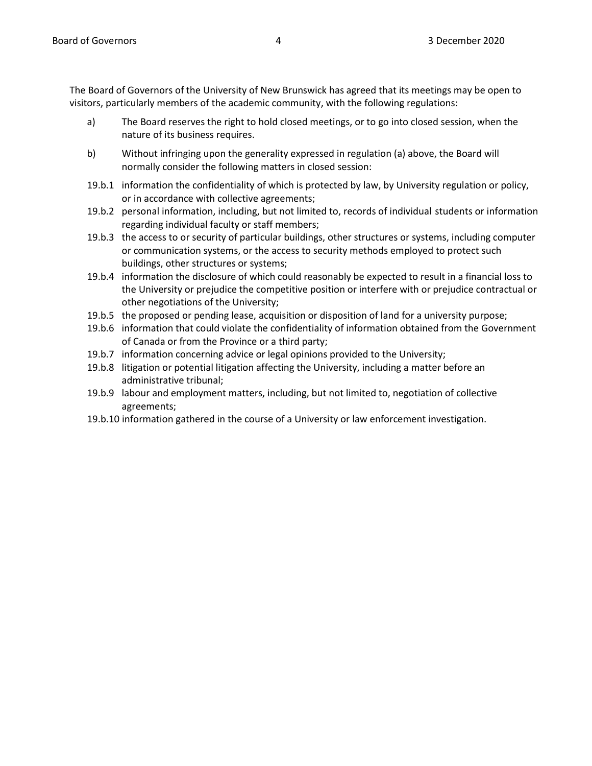The Board of Governors of the University of New Brunswick has agreed that its meetings may be open to visitors, particularly members of the academic community, with the following regulations:

a) The Board reserves the right to hold closed meetings, or to go into closed session, when the nature of its business requires.

b) Without infringing upon the generality expressed in regulation (a) above, the Board will normally consider the following matters in closed session:

19.b.1 information the confidentiality of which is protected by law, by University regulation or policy, or in accordance with collective agreements;

19.b.2 personal information, including, but not limited to, records of individual students or information regarding individual faculty or staff members;

19.b.3 the access to or security of particular buildings, other structures or systems, including computer or communication systems, or the access to security methods employed to protect such buildings, other structures or systems;

19.b.4 information the disclosure of which could reasonably be expected to result in a financial loss to the University or prejudice the competitive position or interfere with or prejudice contractual or other negotiations of the University;

19.b.5 the proposed or pending lease, acquisition or disposition of land for a university purpose;

19.b.6 information that could violate the confidentiality of information obtained from the Government of Canada or from the Province or a third party;

19.b.7 information concerning advice or legal opinions provided to the University;

19.b.8 litigation or potential litigation affecting the University, including a matter before an administrative tribunal;

19.b.9 labour and employment matters, including, but not limited to, negotiation of collective agreements;

19.b.10 information gathered in the course of a University or law enforcement investigation.